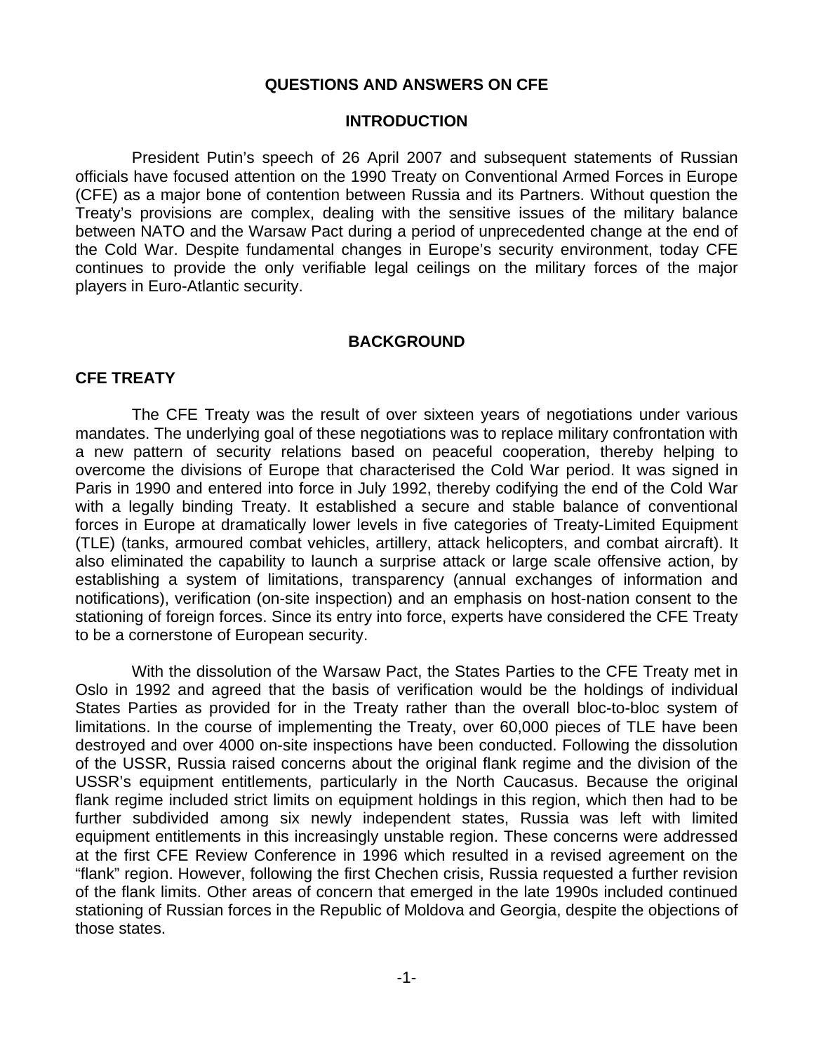# QUESTIONS AND ANSWERS ON CFE

## INTRODUCTION

President Putin's speech of 26 April 2007 and subsequent statements of Russian officials have focused attention on the 1990 Treaty on Conventional Armed Forces in Europe (CFE) as a major bone of contention between Russia and its Partners. Without question the Treaty's provisions are complex, dealing with the sensitive issues of the military balance between NATO and the Warsaw Pact during a period of unprecedented change at the end of the Cold War. Despite fundamental changes in Europe's security environment, today CFE continues to provide the only verifiable legal ceilings on the military forces of the major players in Euro-Atlantic security.

## BACKGROUND

### CFE TREATY

The CFE Treaty was the result of over sixteen years of negotiations under various mandates. The underlying goal of these negotiations was to replace military confrontation with a new pattern of security relations based on peaceful cooperation, thereby helping to overcome the divisions of Europe that characterised the Cold War period. It was signed in Paris in 1990 and entered into force in July 1992, thereby codifying the end of the Cold War with a legally binding Treaty. It established a secure and stable balance of conventional forces in Europe at dramatically lower levels in five categories of Treaty-Limited Equipment (TLE) (tanks, armoured combat vehicles, artillery, attack helicopters, and combat aircraft). It also eliminated the capability to launch a surprise attack or large scale offensive action, by establishing a system of limitations, transparency (annual exchanges of information and notifications), verification (on-site inspection) and an emphasis on host-nation consent to the stationing of foreign forces. Since its entry into force, experts have considered the CFE Treaty to be a cornerstone of European security.

With the dissolution of the Warsaw Pact, the States Parties to the CFE Treaty met in Oslo in 1992 and agreed that the basis of verification would be the holdings of individual States Parties as provided for in the Treaty rather than the overall bloc-to-bloc system of limitations. In the course of implementing the Treaty, over 60,000 pieces of TLE have been destroyed and over 4000 on-site inspections have been conducted. Following the dissolution of the USSR, Russia raised concerns about the original flank regime and the division of the USSR's equipment entitlements, particularly in the North Caucasus. Because the original flank regime included strict limits on equipment holdings in this region, which then had to be further subdivided among six newly independent states, Russia was left with limited equipment entitlements in this increasingly unstable region. These concerns were addressed at the first CFE Review Conference in 1996 which resulted in a revised agreement on the "flank" region. However, following the first Chechen crisis, Russia requested a further revision of the flank limits. Other areas of concern that emerged in the late 1990s included continued stationing of Russian forces in the Republic of Moldova and Georgia, despite the objections of those states.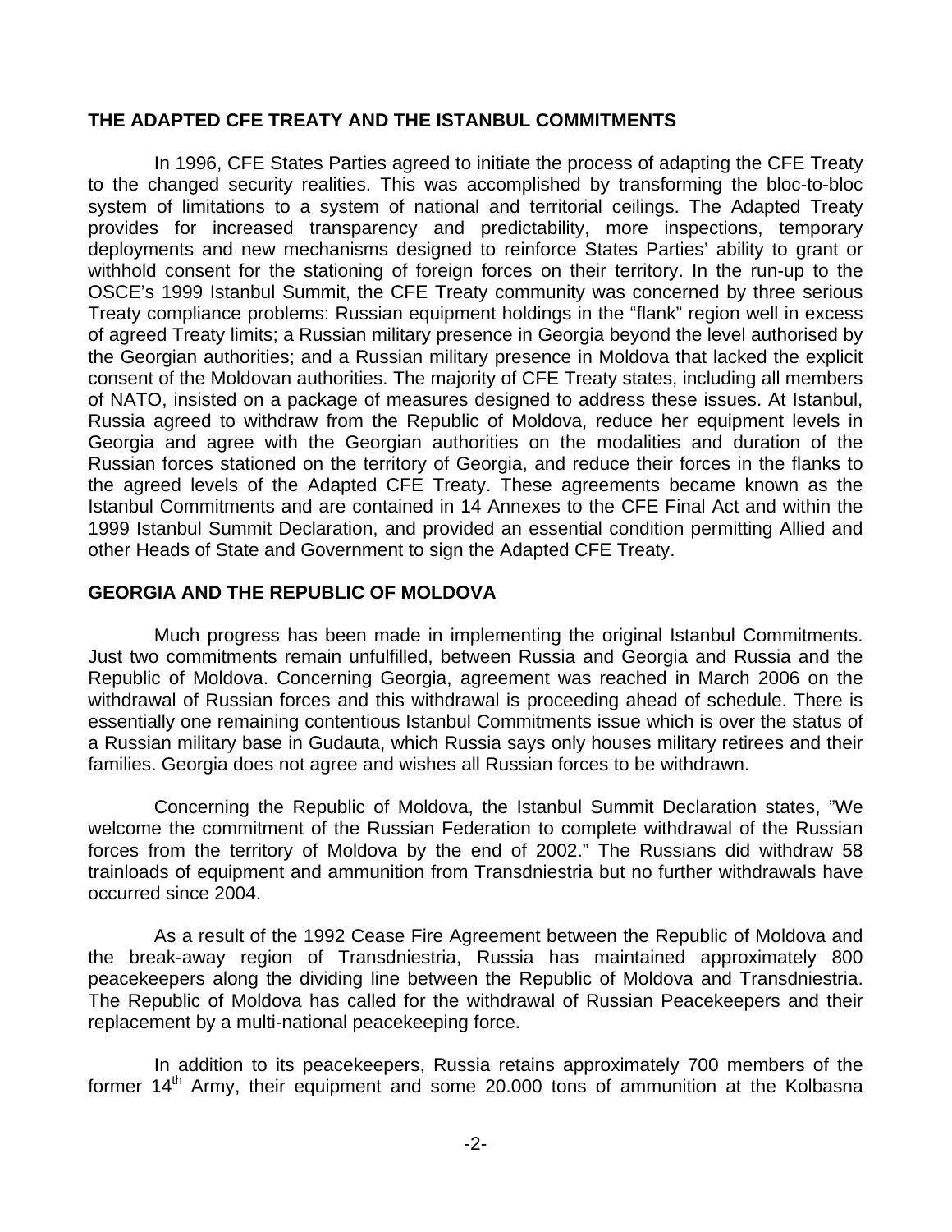## THE ADAPTED CFE TREATY AND THE ISTANBUL COMMITMENTS

In 1996, CFE States Parties agreed to initiate the process of adapting the CFE Treaty to the changed security realities. This was accomplished by transforming the bloc-to-bloc system of limitations to a system of national and territorial ceilings. The Adapted Treaty provides for increased transparency and predictability, more inspections, temporary deployments and new mechanisms designed to reinforce States Parties' ability to grant or withhold consent for the stationing of foreign forces on their territory. In the run-up to the OSCE's 1999 Istanbul Summit, the CFE Treaty community was concerned by three serious Treaty compliance problems: Russian equipment holdings in the "flank" region well in excess of agreed Treaty limits; a Russian military presence in Georgia beyond the level authorised by the Georgian authorities; and a Russian military presence in Moldova that lacked the explicit consent of the Moldovan authorities. The majority of CFE Treaty states, including all members of NATO, insisted on a package of measures designed to address these issues. At Istanbul, Russia agreed to withdraw from the Republic of Moldova, reduce her equipment levels in Georgia and agree with the Georgian authorities on the modalities and duration of the Russian forces stationed on the territory of Georgia, and reduce their forces in the flanks to the agreed levels of the Adapted CFE Treaty. These agreements became known as the Istanbul Commitments and are contained in 14 Annexes to the CFE Final Act and within the 1999 Istanbul Summit Declaration, and provided an essential condition permitting Allied and other Heads of State and Government to sign the Adapted CFE Treaty.

## GEORGIA AND THE REPUBLIC OF MOLDOVA

Much progress has been made in implementing the original Istanbul Commitments. Just two commitments remain unfulfilled, between Russia and Georgia and Russia and the Republic of Moldova. Concerning Georgia, agreement was reached in March 2006 on the withdrawal of Russian forces and this withdrawal is proceeding ahead of schedule. There is essentially one remaining contentious Istanbul Commitments issue which is over the status of a Russian military base in Gudauta, which Russia says only houses military retirees and their families. Georgia does not agree and wishes all Russian forces to be withdrawn.

Concerning the Republic of Moldova, the Istanbul Summit Declaration states, "We welcome the commitment of the Russian Federation to complete withdrawal of the Russian forces from the territory of Moldova by the end of 2002." The Russians did withdraw 58 trainloads of equipment and ammunition from Transdniestria but no further withdrawals have occurred since 2004.

As a result of the 1992 Cease Fire Agreement between the Republic of Moldova and the break-away region of Transdniestria, Russia has maintained approximately 800 peacekeepers along the dividing line between the Republic of Moldova and Transdniestria. The Republic of Moldova has called for the withdrawal of Russian Peacekeepers and their replacement by a multi-national peacekeeping force.

In addition to its peacekeepers, Russia retains approximately 700 members of the former 14th Army, their equipment and some 20.000 tons of ammunition at the Kolbasna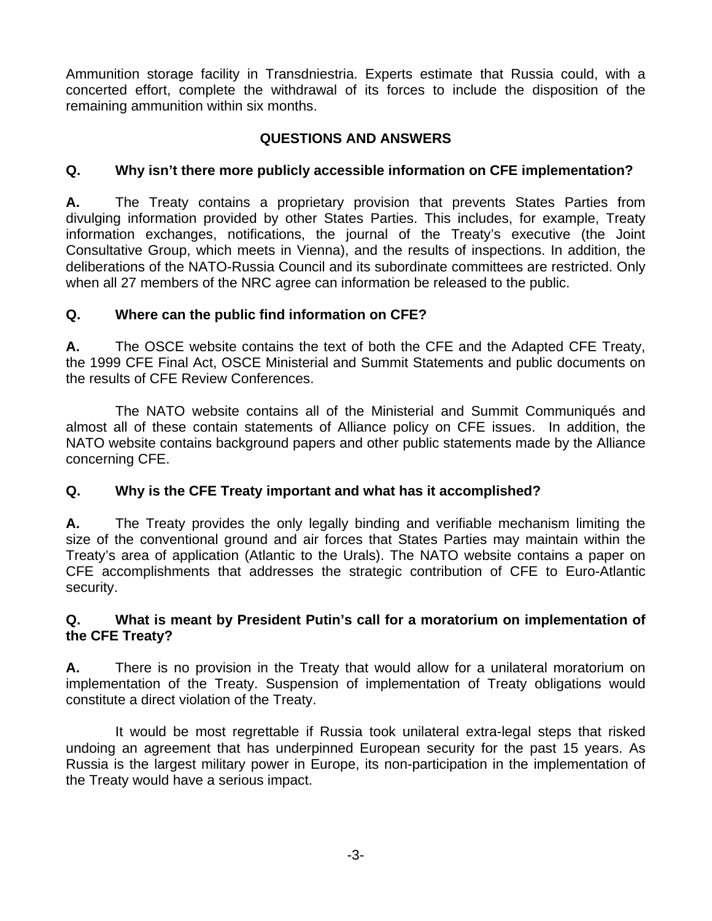Ammunition storage facility in Transdniestria. Experts estimate that Russia could, with a concerted effort, complete the withdrawal of its forces to include the disposition of the remaining ammunition within six months.

## QUESTIONS AND ANSWERS

**Q. Why isn't there more publicly accessible information on CFE implementation?**

**A.** The Treaty contains a proprietary provision that prevents States Parties from divulging information provided by other States Parties. This includes, for example, Treaty information exchanges, notifications, the journal of the Treaty's executive (the Joint Consultative Group, which meets in Vienna), and the results of inspections. In addition, the deliberations of the NATO-Russia Council and its subordinate committees are restricted. Only when all 27 members of the NRC agree can information be released to the public.

**Q. Where can the public find information on CFE?**

**A.** The OSCE website contains the text of both the CFE and the Adapted CFE Treaty, the 1999 CFE Final Act, OSCE Ministerial and Summit Statements and public documents on the results of CFE Review Conferences.

The NATO website contains all of the Ministerial and Summit Communiqués and almost all of these contain statements of Alliance policy on CFE issues. In addition, the NATO website contains background papers and other public statements made by the Alliance concerning CFE.

**Q. Why is the CFE Treaty important and what has it accomplished?**

**A.** The Treaty provides the only legally binding and verifiable mechanism limiting the size of the conventional ground and air forces that States Parties may maintain within the Treaty's area of application (Atlantic to the Urals). The NATO website contains a paper on CFE accomplishments that addresses the strategic contribution of CFE to Euro-Atlantic security.

**Q. What is meant by President Putin's call for a moratorium on implementation of the CFE Treaty?**

**A.** There is no provision in the Treaty that would allow for a unilateral moratorium on implementation of the Treaty. Suspension of implementation of Treaty obligations would constitute a direct violation of the Treaty.

It would be most regrettable if Russia took unilateral extra-legal steps that risked undoing an agreement that has underpinned European security for the past 15 years. As Russia is the largest military power in Europe, its non-participation in the implementation of the Treaty would have a serious impact.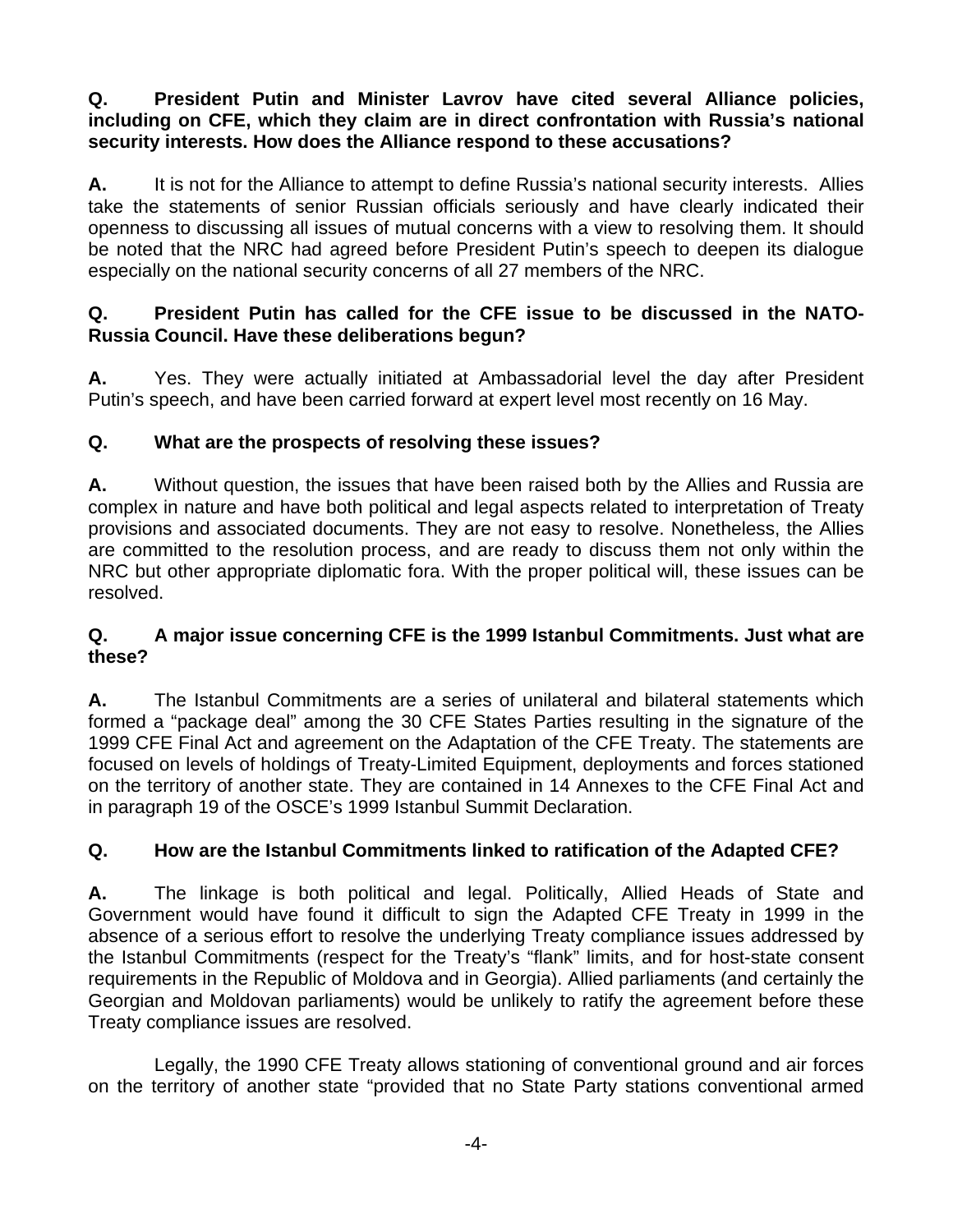**Q. President Putin and Minister Lavrov have cited several Alliance policies, including on CFE, which they claim are in direct confrontation with Russia's national security interests. How does the Alliance respond to these accusations?**

**A.** It is not for the Alliance to attempt to define Russia's national security interests. Allies take the statements of senior Russian officials seriously and have clearly indicated their openness to discussing all issues of mutual concerns with a view to resolving them. It should be noted that the NRC had agreed before President Putin's speech to deepen its dialogue especially on the national security concerns of all 27 members of the NRC.

**Q. President Putin has called for the CFE issue to be discussed in the NATO-Russia Council. Have these deliberations begun?**

**A.** Yes. They were actually initiated at Ambassadorial level the day after President Putin's speech, and have been carried forward at expert level most recently on 16 May.

**Q. What are the prospects of resolving these issues?**

**A.** Without question, the issues that have been raised both by the Allies and Russia are complex in nature and have both political and legal aspects related to interpretation of Treaty provisions and associated documents. They are not easy to resolve. Nonetheless, the Allies are committed to the resolution process, and are ready to discuss them not only within the NRC but other appropriate diplomatic fora. With the proper political will, these issues can be resolved.

**Q. A major issue concerning CFE is the 1999 Istanbul Commitments. Just what are these?**

**A.** The Istanbul Commitments are a series of unilateral and bilateral statements which formed a "package deal" among the 30 CFE States Parties resulting in the signature of the 1999 CFE Final Act and agreement on the Adaptation of the CFE Treaty. The statements are focused on levels of holdings of Treaty-Limited Equipment, deployments and forces stationed on the territory of another state. They are contained in 14 Annexes to the CFE Final Act and in paragraph 19 of the OSCE's 1999 Istanbul Summit Declaration.

**Q. How are the Istanbul Commitments linked to ratification of the Adapted CFE?**

**A.** The linkage is both political and legal. Politically, Allied Heads of State and Government would have found it difficult to sign the Adapted CFE Treaty in 1999 in the absence of a serious effort to resolve the underlying Treaty compliance issues addressed by the Istanbul Commitments (respect for the Treaty's "flank" limits, and for host-state consent requirements in the Republic of Moldova and in Georgia). Allied parliaments (and certainly the Georgian and Moldovan parliaments) would be unlikely to ratify the agreement before these Treaty compliance issues are resolved.

Legally, the 1990 CFE Treaty allows stationing of conventional ground and air forces on the territory of another state "provided that no State Party stations conventional armed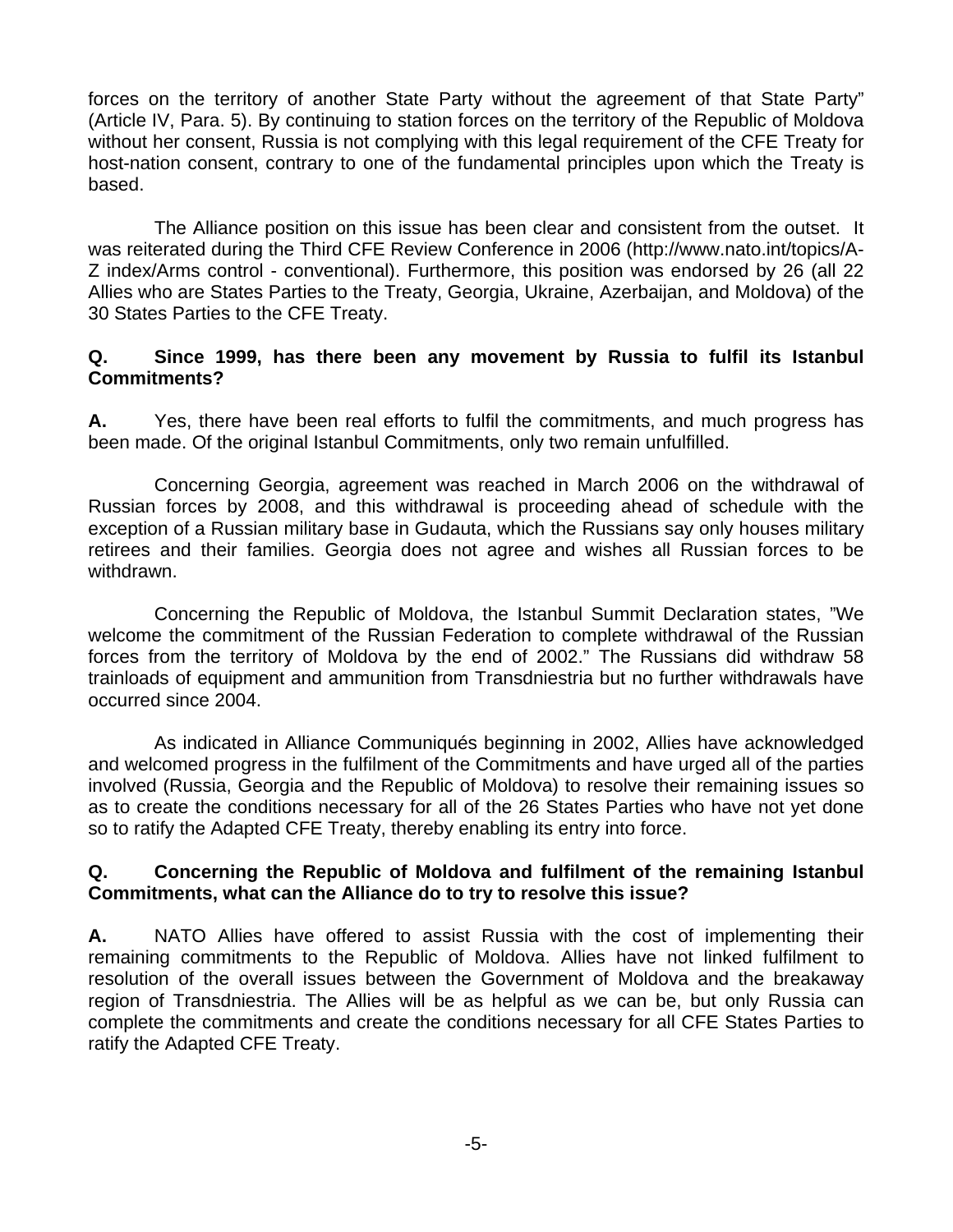forces on the territory of another State Party without the agreement of that State Party" (Article IV, Para. 5). By continuing to station forces on the territory of the Republic of Moldova without her consent, Russia is not complying with this legal requirement of the CFE Treaty for host-nation consent, contrary to one of the fundamental principles upon which the Treaty is based.

The Alliance position on this issue has been clear and consistent from the outset. It was reiterated during the Third CFE Review Conference in 2006 (http://www.nato.int/topics/A-Z index/Arms control - conventional). Furthermore, this position was endorsed by 26 (all 22 Allies who are States Parties to the Treaty, Georgia, Ukraine, Azerbaijan, and Moldova) of the 30 States Parties to the CFE Treaty.

**Q. Since 1999, has there been any movement by Russia to fulfil its Istanbul Commitments?**

**A.** Yes, there have been real efforts to fulfil the commitments, and much progress has been made. Of the original Istanbul Commitments, only two remain unfulfilled.

Concerning Georgia, agreement was reached in March 2006 on the withdrawal of Russian forces by 2008, and this withdrawal is proceeding ahead of schedule with the exception of a Russian military base in Gudauta, which the Russians say only houses military retirees and their families. Georgia does not agree and wishes all Russian forces to be withdrawn.

Concerning the Republic of Moldova, the Istanbul Summit Declaration states, "We welcome the commitment of the Russian Federation to complete withdrawal of the Russian forces from the territory of Moldova by the end of 2002." The Russians did withdraw 58 trainloads of equipment and ammunition from Transdniestria but no further withdrawals have occurred since 2004.

As indicated in Alliance Communiqués beginning in 2002, Allies have acknowledged and welcomed progress in the fulfilment of the Commitments and have urged all of the parties involved (Russia, Georgia and the Republic of Moldova) to resolve their remaining issues so as to create the conditions necessary for all of the 26 States Parties who have not yet done so to ratify the Adapted CFE Treaty, thereby enabling its entry into force.

**Q. Concerning the Republic of Moldova and fulfilment of the remaining Istanbul Commitments, what can the Alliance do to try to resolve this issue?**

**A.** NATO Allies have offered to assist Russia with the cost of implementing their remaining commitments to the Republic of Moldova. Allies have not linked fulfilment to resolution of the overall issues between the Government of Moldova and the breakaway region of Transdniestria. The Allies will be as helpful as we can be, but only Russia can complete the commitments and create the conditions necessary for all CFE States Parties to ratify the Adapted CFE Treaty.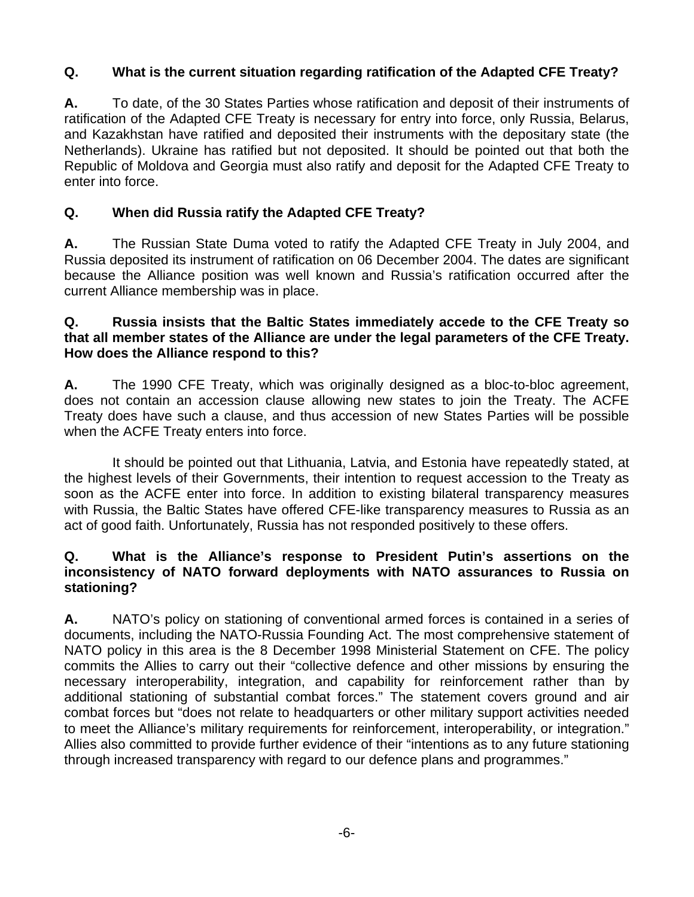**Q. What is the current situation regarding ratification of the Adapted CFE Treaty?**

**A.** To date, of the 30 States Parties whose ratification and deposit of their instruments of ratification of the Adapted CFE Treaty is necessary for entry into force, only Russia, Belarus, and Kazakhstan have ratified and deposited their instruments with the depositary state (the Netherlands). Ukraine has ratified but not deposited. It should be pointed out that both the Republic of Moldova and Georgia must also ratify and deposit for the Adapted CFE Treaty to enter into force.

**Q. When did Russia ratify the Adapted CFE Treaty?**

**A.** The Russian State Duma voted to ratify the Adapted CFE Treaty in July 2004, and Russia deposited its instrument of ratification on 06 December 2004. The dates are significant because the Alliance position was well known and Russia's ratification occurred after the current Alliance membership was in place.

**Q. Russia insists that the Baltic States immediately accede to the CFE Treaty so that all member states of the Alliance are under the legal parameters of the CFE Treaty. How does the Alliance respond to this?**

**A.** The 1990 CFE Treaty, which was originally designed as a bloc-to-bloc agreement, does not contain an accession clause allowing new states to join the Treaty. The ACFE Treaty does have such a clause, and thus accession of new States Parties will be possible when the ACFE Treaty enters into force.

It should be pointed out that Lithuania, Latvia, and Estonia have repeatedly stated, at the highest levels of their Governments, their intention to request accession to the Treaty as soon as the ACFE enter into force. In addition to existing bilateral transparency measures with Russia, the Baltic States have offered CFE-like transparency measures to Russia as an act of good faith. Unfortunately, Russia has not responded positively to these offers.

**Q. What is the Alliance's response to President Putin's assertions on the inconsistency of NATO forward deployments with NATO assurances to Russia on stationing?**

**A.** NATO's policy on stationing of conventional armed forces is contained in a series of documents, including the NATO-Russia Founding Act. The most comprehensive statement of NATO policy in this area is the 8 December 1998 Ministerial Statement on CFE. The policy commits the Allies to carry out their "collective defence and other missions by ensuring the necessary interoperability, integration, and capability for reinforcement rather than by additional stationing of substantial combat forces." The statement covers ground and air combat forces but "does not relate to headquarters or other military support activities needed to meet the Alliance's military requirements for reinforcement, interoperability, or integration." Allies also committed to provide further evidence of their "intentions as to any future stationing through increased transparency with regard to our defence plans and programmes."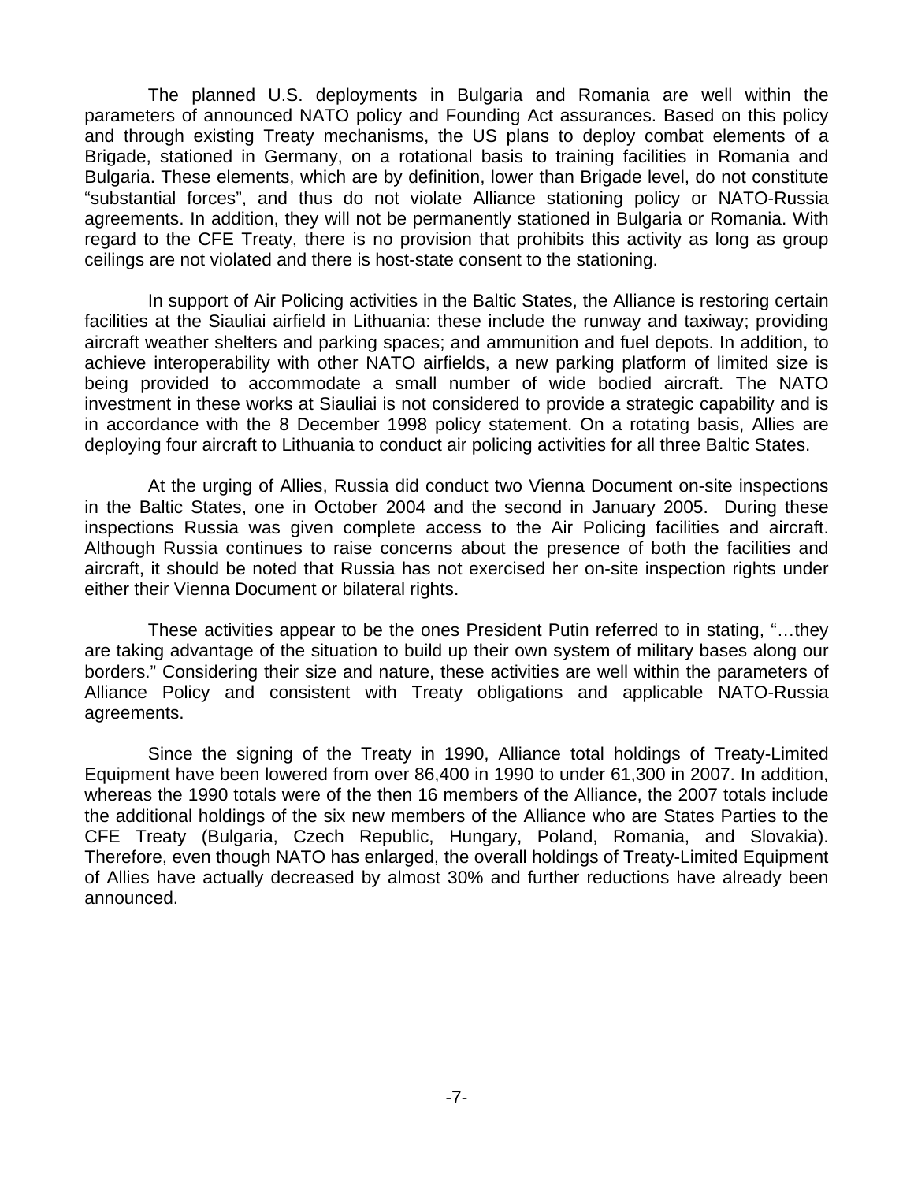The planned U.S. deployments in Bulgaria and Romania are well within the parameters of announced NATO policy and Founding Act assurances. Based on this policy and through existing Treaty mechanisms, the US plans to deploy combat elements of a Brigade, stationed in Germany, on a rotational basis to training facilities in Romania and Bulgaria. These elements, which are by definition, lower than Brigade level, do not constitute "substantial forces", and thus do not violate Alliance stationing policy or NATO-Russia agreements. In addition, they will not be permanently stationed in Bulgaria or Romania. With regard to the CFE Treaty, there is no provision that prohibits this activity as long as group ceilings are not violated and there is host-state consent to the stationing.

In support of Air Policing activities in the Baltic States, the Alliance is restoring certain facilities at the Siauliai airfield in Lithuania: these include the runway and taxiway; providing aircraft weather shelters and parking spaces; and ammunition and fuel depots. In addition, to achieve interoperability with other NATO airfields, a new parking platform of limited size is being provided to accommodate a small number of wide bodied aircraft. The NATO investment in these works at Siauliai is not considered to provide a strategic capability and is in accordance with the 8 December 1998 policy statement. On a rotating basis, Allies are deploying four aircraft to Lithuania to conduct air policing activities for all three Baltic States.

At the urging of Allies, Russia did conduct two Vienna Document on-site inspections in the Baltic States, one in October 2004 and the second in January 2005. During these inspections Russia was given complete access to the Air Policing facilities and aircraft. Although Russia continues to raise concerns about the presence of both the facilities and aircraft, it should be noted that Russia has not exercised her on-site inspection rights under either their Vienna Document or bilateral rights.

These activities appear to be the ones President Putin referred to in stating, "…they are taking advantage of the situation to build up their own system of military bases along our borders." Considering their size and nature, these activities are well within the parameters of Alliance Policy and consistent with Treaty obligations and applicable NATO-Russia agreements.

Since the signing of the Treaty in 1990, Alliance total holdings of Treaty-Limited Equipment have been lowered from over 86,400 in 1990 to under 61,300 in 2007. In addition, whereas the 1990 totals were of the then 16 members of the Alliance, the 2007 totals include the additional holdings of the six new members of the Alliance who are States Parties to the CFE Treaty (Bulgaria, Czech Republic, Hungary, Poland, Romania, and Slovakia). Therefore, even though NATO has enlarged, the overall holdings of Treaty-Limited Equipment of Allies have actually decreased by almost 30% and further reductions have already been announced.